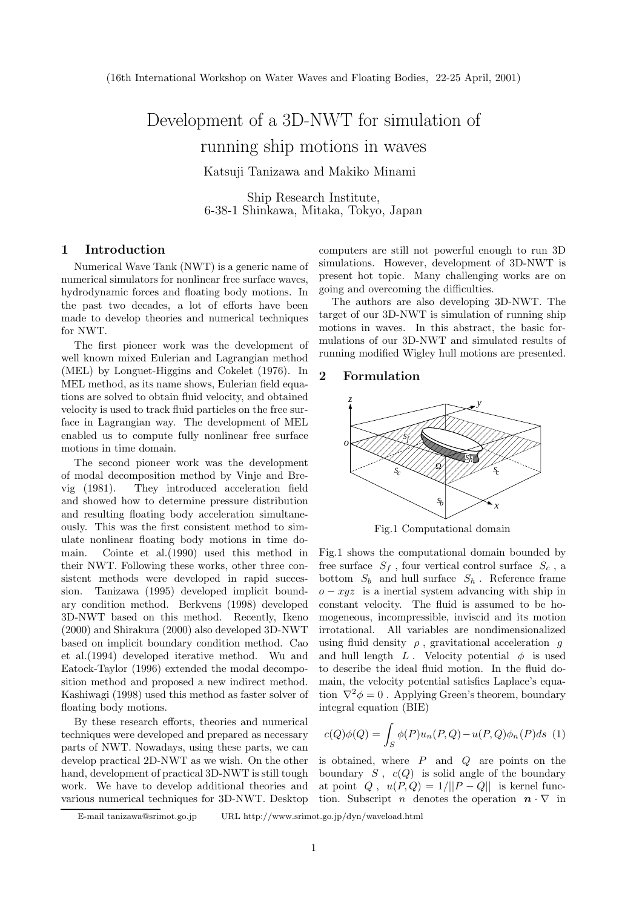(16th International Workshop on Water Waves and Floating Bodies, 22-25 April, 2001)

# Development of a 3D-NWT for simulation of running ship motions in waves

Katsuji Tanizawa and Makiko Minami

Ship Research Institute,
6-38-1 Shinkawa, Mitaka, Tokyo, Japan

## 1 Introduction

Numerical Wave Tank (NWT) is a generic name of numerical simulators for nonlinear free surface waves, hydrodynamic forces and floating body motions. In the past two decades, a lot of efforts have been made to develop theories and numerical techniques for NWT.

The first pioneer work was the development of well known mixed Eulerian and Lagrangian method (MEL) by Longuet-Higgins and Cokelet (1976). In MEL method, as its name shows, Eulerian field equations are solved to obtain fluid velocity, and obtained velocity is used to track fluid particles on the free surface in Lagrangian way. The development of MEL enabled us to compute fully nonlinear free surface motions in time domain.

The second pioneer work was the development of modal decomposition method by Vinje and Brevig (1981). They introduced acceleration field and showed how to determine pressure distribution and resulting floating body acceleration simultaneously. This was the first consistent method to simulate nonlinear floating body motions in time domain. Cointe et al.(1990) used this method in their NWT. Following these works, other three consistent methods were developed in rapid succession. Tanizawa (1995) developed implicit boundary condition method. Berkvens (1998) developed 3D-NWT based on this method. Recently, Ikeno (2000) and Shirakura (2000) also developed 3D-NWT based on implicit boundary condition method. Cao et al.(1994) developed iterative method. Wu and Eatock-Taylor (1996) extended the modal decomposition method and proposed a new indirect method. Kashiwagi (1998) used this method as faster solver of floating body motions.

By these research efforts, theories and numerical techniques were developed and prepared as necessary parts of NWT. Nowadays, using these parts, we can develop practical 2D-NWT as we wish. On the other hand, development of practical 3D-NWT is still tough work. We have to develop additional theories and various numerical techniques for 3D-NWT. Desktop computers are still not powerful enough to run 3D simulations. However, development of 3D-NWT is present hot topic. Many challenging works are on going and overcoming the difficulties.

The authors are also developing 3D-NWT. The target of our 3D-NWT is simulation of running ship motions in waves. In this abstract, the basic formulations of our 3D-NWT and simulated results of running modified Wigley hull motions are presented.

## 2 Formulation

Fig.1 Computational domain

Fig.1 shows the computational domain bounded by free surface $S_f$ , four vertical control surface $S_c$ , a bottom $S_b$ and hull surface $S_h$ . Reference frame $o - xyz$ is a inertial system advancing with ship in constant velocity. The fluid is assumed to be homogeneous, incompressible, inviscid and its motion irrotational. All variables are nondimensionalized using fluid density $\rho$ , gravitational acceleration $g$ and hull length $L$ . Velocity potential $\phi$ is used to describe the ideal fluid motion. In the fluid domain, the velocity potential satisfies Laplace's equation $\nabla^2\phi = 0$ . Applying Green's theorem, boundary integral equation (BIE)

$$c(Q)\phi(Q) = \int_S \phi(P)u_n(P,Q) - u(P,Q)\phi_n(P)ds \quad (1)$$

is obtained, where $P$ and $Q$ are points on the boundary $S$ , $c(Q)$ is solid angle of the boundary at point $Q$ , $u(P,Q) = 1/||P-Q||$ is kernel function. Subscript $n$ denotes the operation $\boldsymbol{n}\cdot\nabla$ in

E-mail tanizawa@srimot.go.jp URL http://www.srimot.go.jp/dyn/waveload.html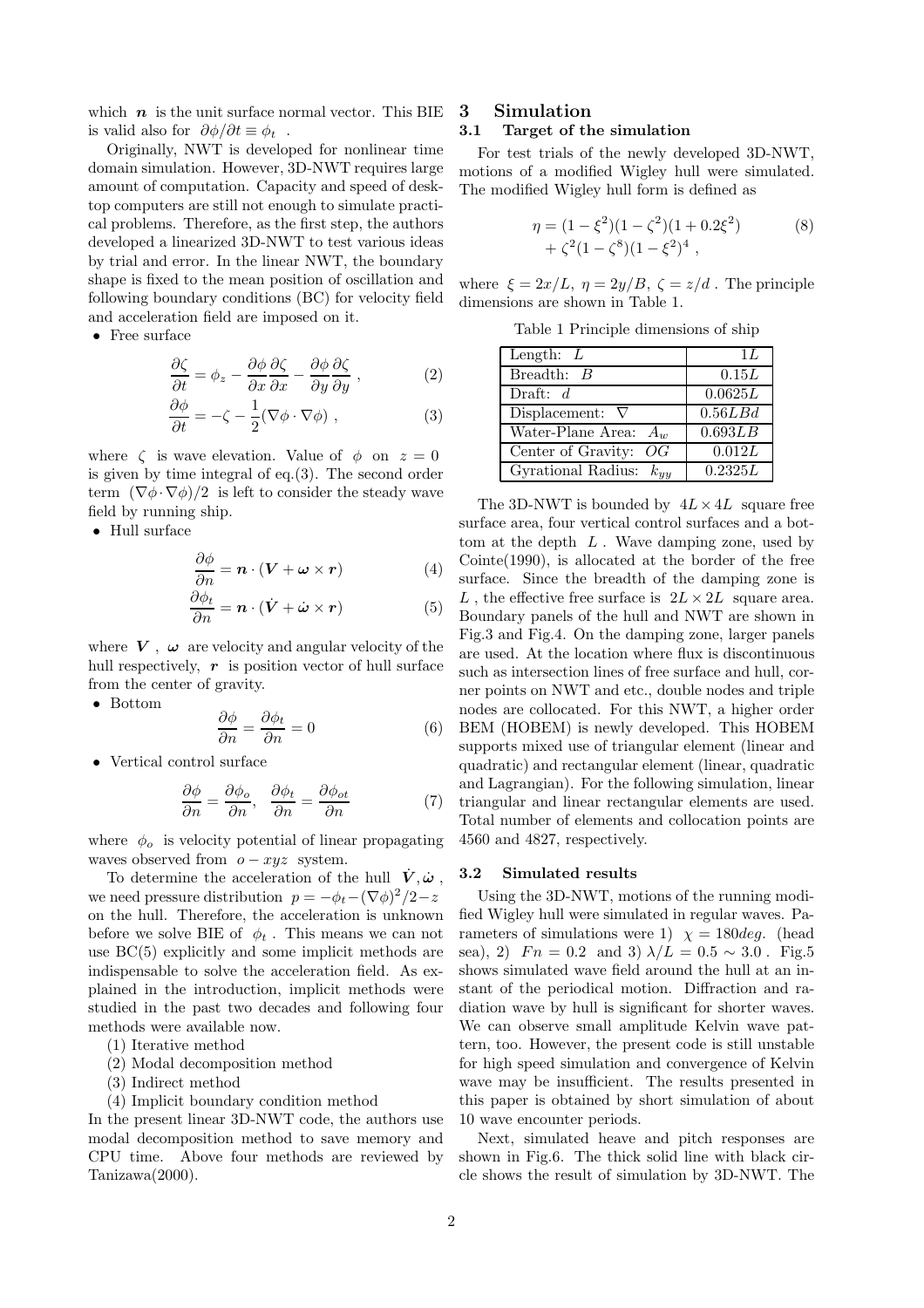which $\boldsymbol{n}$ is the unit surface normal vector. This BIE is valid also for $\partial\phi/\partial t \equiv \phi_t$ .

Originally, NWT is developed for nonlinear time domain simulation. However, 3D-NWT requires large amount of computation. Capacity and speed of desktop computers are still not enough to simulate practical problems. Therefore, as the first step, the authors developed a linearized 3D-NWT to test various ideas by trial and error. In the linear NWT, the boundary shape is fixed to the mean position of oscillation and following boundary conditions (BC) for velocity field and acceleration field are imposed on it.

- Free surface

$$\frac{\partial\zeta}{\partial t} = \phi_z - \frac{\partial\phi}{\partial x}\frac{\partial\zeta}{\partial x} - \frac{\partial\phi}{\partial y}\frac{\partial\zeta}{\partial y} , \qquad (2)$$

$$\frac{\partial\phi}{\partial t} = -\zeta - \frac{1}{2}(\nabla\phi\cdot\nabla\phi) , \qquad (3)$$

where $\zeta$ is wave elevation. Value of $\phi$ on $z = 0$ is given by time integral of eq.(3). The second order term $(\nabla\phi\cdot\nabla\phi)/2$ is left to consider the steady wave field by running ship.

- Hull surface

$$\frac{\partial\phi}{\partial n} = \boldsymbol{n}\cdot(\boldsymbol{V} + \boldsymbol{\omega}\times\boldsymbol{r}) \qquad (4)$$

$$\frac{\partial\phi_t}{\partial n} = \boldsymbol{n}\cdot(\dot{\boldsymbol{V}} + \dot{\boldsymbol{\omega}}\times\boldsymbol{r}) \qquad (5)$$

where $\boldsymbol{V}$ , $\boldsymbol{\omega}$ are velocity and angular velocity of the hull respectively, $\boldsymbol{r}$ is position vector of hull surface from the center of gravity.

- Bottom

$$\frac{\partial\phi}{\partial n} = \frac{\partial\phi_t}{\partial n} = 0 \qquad (6)$$

- Vertical control surface

$$\frac{\partial\phi}{\partial n} = \frac{\partial\phi_o}{\partial n}, \quad \frac{\partial\phi_t}{\partial n} = \frac{\partial\phi_{ot}}{\partial n} \qquad (7)$$

where $\phi_o$ is velocity potential of linear propagating waves observed from $o - xyz$ system.

To determine the acceleration of the hull $\dot{\boldsymbol{V}}, \dot{\boldsymbol{\omega}}$ , we need pressure distribution $p = -\phi_t - (\nabla\phi)^2/2 - z$ on the hull. Therefore, the acceleration is unknown before we solve BIE of $\phi_t$ . This means we can not use BC(5) explicitly and some implicit methods are indispensable to solve the acceleration field. As explained in the introduction, implicit methods were studied in the past two decades and following four methods were available now.

(1) Iterative method
(2) Modal decomposition method
(3) Indirect method
(4) Implicit boundary condition method

In the present linear 3D-NWT code, the authors use modal decomposition method to save memory and CPU time. Above four methods are reviewed by Tanizawa(2000).

## 3 Simulation

### 3.1 Target of the simulation

For test trials of the newly developed 3D-NWT, motions of a modified Wigley hull were simulated. The modified Wigley hull form is defined as

$$\eta = (1-\xi^2)(1-\zeta^2)(1+0.2\xi^2) + \zeta^2(1-\zeta^8)(1-\xi^2)^4 , \qquad (8)$$

where $\xi = 2x/L$, $\eta = 2y/B$, $\zeta = z/d$ . The principle dimensions are shown in Table 1.

Table 1 Principle dimensions of ship

| | |
|---|---|
| Length: $L$ | $1L$ |
| Breadth: $B$ | $0.15L$ |
| Draft: $d$ | $0.0625L$ |
| Displacement: $\nabla$ | $0.56LBd$ |
| Water-Plane Area: $A_w$ | $0.693LB$ |
| Center of Gravity: $OG$ | $0.012L$ |
| Gyrational Radius: $k_{yy}$ | $0.2325L$ |

The 3D-NWT is bounded by $4L \times 4L$ square free surface area, four vertical control surfaces and a bottom at the depth $L$ . Wave damping zone, used by Cointe(1990), is allocated at the border of the free surface. Since the breadth of the damping zone is $L$ , the effective free surface is $2L \times 2L$ square area. Boundary panels of the hull and NWT are shown in Fig.3 and Fig.4. On the damping zone, larger panels are used. At the location where flux is discontinuous such as intersection lines of free surface and hull, corner points on NWT and etc., double nodes and triple nodes are collocated. For this NWT, a higher order BEM (HOBEM) is newly developed. This HOBEM supports mixed use of triangular element (linear and quadratic) and rectangular element (linear, quadratic and Lagrangian). For the following simulation, linear triangular and linear rectangular elements are used. Total number of elements and collocation points are 4560 and 4827, respectively.

### 3.2 Simulated results

Using the 3D-NWT, motions of the running modified Wigley hull were simulated in regular waves. Parameters of simulations were 1) $\chi = 180deg.$ (head sea), 2) $Fn = 0.2$ and 3) $\lambda/L = 0.5 \sim 3.0$ . Fig.5 shows simulated wave field around the hull at an instant of the periodical motion. Diffraction and radiation wave by hull is significant for shorter waves. We can observe small amplitude Kelvin wave pattern, too. However, the present code is still unstable for high speed simulation and convergence of Kelvin wave may be insufficient. The results presented in this paper is obtained by short simulation of about 10 wave encounter periods.

Next, simulated heave and pitch responses are shown in Fig.6. The thick solid line with black circle shows the result of simulation by 3D-NWT. The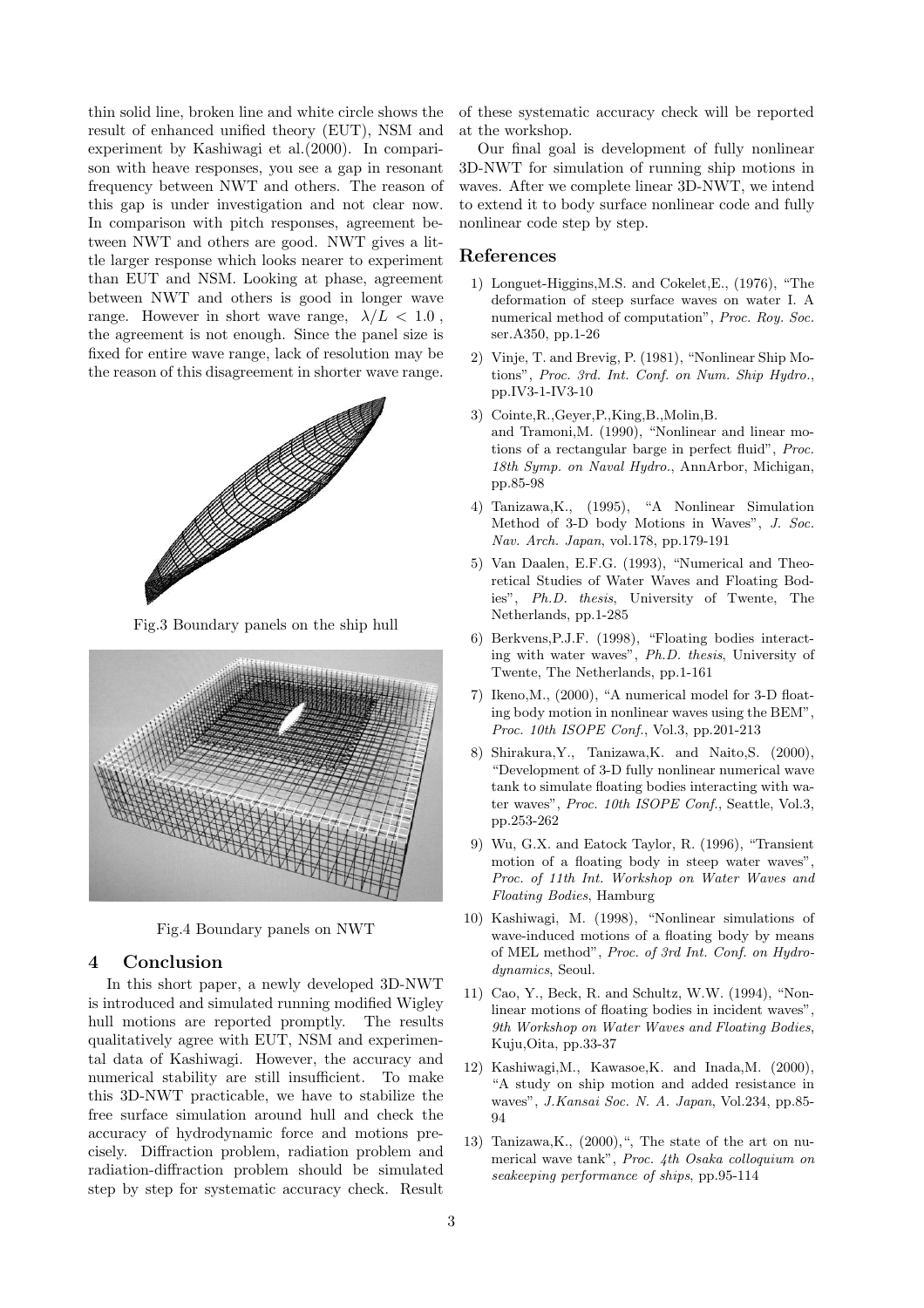thin solid line, broken line and white circle shows the result of enhanced unified theory (EUT), NSM and experiment by Kashiwagi et al.(2000). In comparison with heave responses, you see a gap in resonant frequency between NWT and others. The reason of this gap is under investigation and not clear now. In comparison with pitch responses, agreement between NWT and others are good. NWT gives a little larger response which looks nearer to experiment than EUT and NSM. Looking at phase, agreement between NWT and others is good in longer wave range. However in short wave range, $\lambda/L < 1.0$ , the agreement is not enough. Since the panel size is fixed for entire wave range, lack of resolution may be the reason of this disagreement in shorter wave range.

Fig.3 Boundary panels on the ship hull

Fig.4 Boundary panels on NWT

## 4 Conclusion

In this short paper, a newly developed 3D-NWT is introduced and simulated running modified Wigley hull motions are reported promptly. The results qualitatively agree with EUT, NSM and experimental data of Kashiwagi. However, the accuracy and numerical stability are still insufficient. To make this 3D-NWT practicable, we have to stabilize the free surface simulation around hull and check the accuracy of hydrodynamic force and motions precisely. Diffraction problem, radiation problem and radiation-diffraction problem should be simulated step by step for systematic accuracy check. Result of these systematic accuracy check will be reported at the workshop.

Our final goal is development of fully nonlinear 3D-NWT for simulation of running ship motions in waves. After we complete linear 3D-NWT, we intend to extend it to body surface nonlinear code and fully nonlinear code step by step.

## References

1) Longuet-Higgins,M.S. and Cokelet,E., (1976), "The deformation of steep surface waves on water I. A numerical method of computation", *Proc. Roy. Soc.* ser.A350, pp.1-26

2) Vinje, T. and Brevig, P. (1981), "Nonlinear Ship Motions", *Proc. 3rd. Int. Conf. on Num. Ship Hydro.*, pp.IV3-1-IV3-10

3) Cointe,R.,Geyer,P.,King,B.,Molin,B. and Tramoni,M. (1990), "Nonlinear and linear motions of a rectangular barge in perfect fluid", *Proc. 18th Symp. on Naval Hydro.*, AnnArbor, Michigan, pp.85-98

4) Tanizawa,K., (1995), "A Nonlinear Simulation Method of 3-D body Motions in Waves", *J. Soc. Nav. Arch. Japan*, vol.178, pp.179-191

5) Van Daalen, E.F.G. (1993), "Numerical and Theoretical Studies of Water Waves and Floating Bodies", *Ph.D. thesis*, University of Twente, The Netherlands, pp.1-285

6) Berkvens,P.J.F. (1998), "Floating bodies interacting with water waves", *Ph.D. thesis*, University of Twente, The Netherlands, pp.1-161

7) Ikeno,M., (2000), "A numerical model for 3-D floating body motion in nonlinear waves using the BEM", *Proc. 10th ISOPE Conf.*, Vol.3, pp.201-213

8) Shirakura,Y., Tanizawa,K. and Naito,S. (2000), "Development of 3-D fully nonlinear numerical wave tank to simulate floating bodies interacting with water waves", *Proc. 10th ISOPE Conf.*, Seattle, Vol.3, pp.253-262

9) Wu, G.X. and Eatock Taylor, R. (1996), "Transient motion of a floating body in steep water waves", *Proc. of 11th Int. Workshop on Water Waves and Floating Bodies*, Hamburg

10) Kashiwagi, M. (1998), "Nonlinear simulations of wave-induced motions of a floating body by means of MEL method", *Proc. of 3rd Int. Conf. on Hydrodynamics*, Seoul.

11) Cao, Y., Beck, R. and Schultz, W.W. (1994), "Nonlinear motions of floating bodies in incident waves", *9th Workshop on Water Waves and Floating Bodies*, Kuju,Oita, pp.33-37

12) Kashiwagi,M., Kawasoe,K. and Inada,M. (2000), "A study on ship motion and added resistance in waves", *J.Kansai Soc. N. A. Japan*, Vol.234, pp.85-94

13) Tanizawa,K., (2000),", The state of the art on numerical wave tank", *Proc. 4th Osaka colloquium on seakeeping performance of ships*, pp.95-114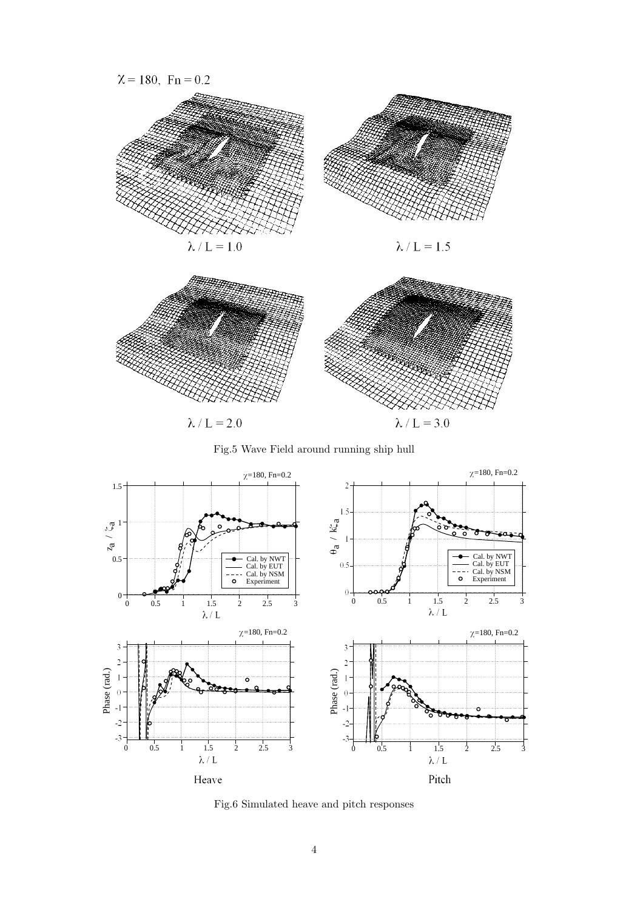$\chi = 180$, Fn = 0.2

$\lambda / L = 1.0$

$\lambda / L = 1.5$

$\lambda / L = 2.0$

$\lambda / L = 3.0$

Fig.5 Wave Field around running ship hull

$\chi$=180, Fn=0.2

$z_a / \zeta_a$

$\lambda / L$

Cal. by NWT
Cal. by EUT
Cal. by NSM
Experiment

$\chi$=180, Fn=0.2

$\theta_a / k\zeta_a$

$\lambda / L$

Cal. by NWT
Cal. by EUT
Cal. by NSM
Experiment

$\chi$=180, Fn=0.2

Phase (rad.)

$\lambda / L$

Heave

$\chi$=180, Fn=0.2

Phase (rad.)

$\lambda / L$

Pitch

Fig.6 Simulated heave and pitch responses